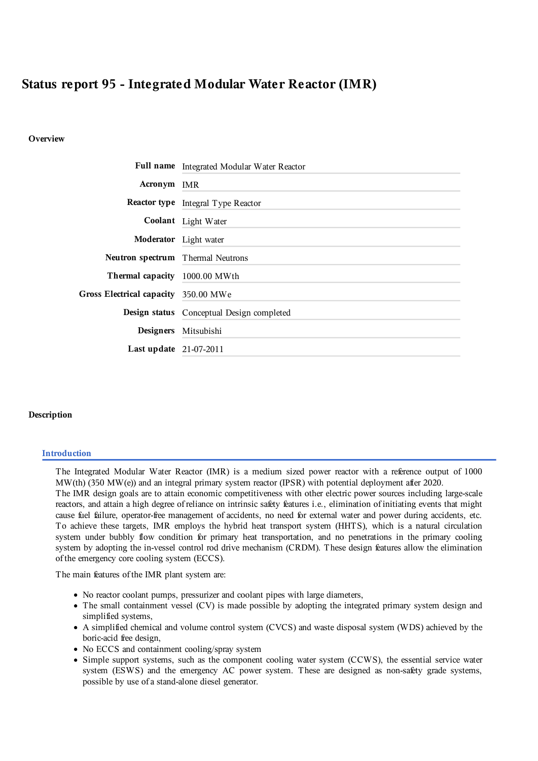# Status report 95 - Integrated Modular Water Reactor (IMR)

## Overview

| | |
|---|---|
| **Full name** | Integrated Modular Water Reactor |
| **Acronym** | IMR |
| **Reactor type** | Integral Type Reactor |
| **Coolant** | Light Water |
| **Moderator** | Light water |
| **Neutron spectrum** | Thermal Neutrons |
| **Thermal capacity** | 1000.00 MWth |
| **Gross Electrical capacity** | 350.00 MWe |
| **Design status** | Conceptual Design completed |
| **Designers** | Mitsubishi |
| **Last update** | 21-07-2011 |

## Description

### Introduction

The Integrated Modular Water Reactor (IMR) is a medium sized power reactor with a reference output of 1000 MW(th) (350 MW(e)) and an integral primary system reactor (IPSR) with potential deployment after 2020.

The IMR design goals are to attain economic competitiveness with other electric power sources including large-scale reactors, and attain a high degree of reliance on intrinsic safety features i.e., elimination of initiating events that might cause fuel failure, operator-free management of accidents, no need for external water and power during accidents, etc. To achieve these targets, IMR employs the hybrid heat transport system (HHTS), which is a natural circulation system under bubbly flow condition for primary heat transportation, and no penetrations in the primary cooling system by adopting the in-vessel control rod drive mechanism (CRDM). These design features allow the elimination of the emergency core cooling system (ECCS).

The main features of the IMR plant system are:

- No reactor coolant pumps, pressurizer and coolant pipes with large diameters,
- The small containment vessel (CV) is made possible by adopting the integrated primary system design and simplified systems,
- A simplified chemical and volume control system (CVCS) and waste disposal system (WDS) achieved by the boric-acid free design,
- No ECCS and containment cooling/spray system
- Simple support systems, such as the component cooling water system (CCWS), the essential service water system (ESWS) and the emergency AC power system. These are designed as non-safety grade systems, possible by use of a stand-alone diesel generator.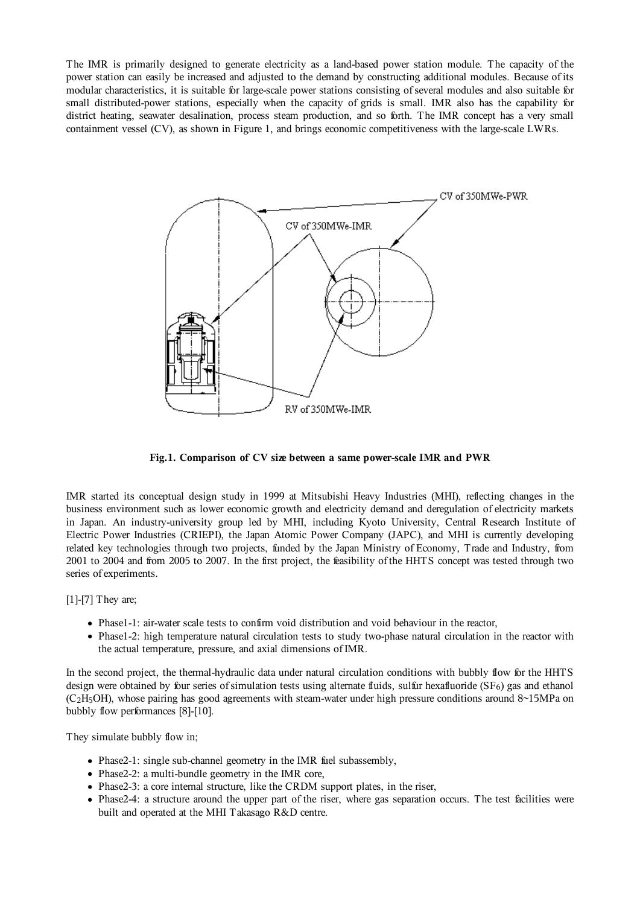The IMR is primarily designed to generate electricity as a land-based power station module. The capacity of the power station can easily be increased and adjusted to the demand by constructing additional modules. Because of its modular characteristics, it is suitable for large-scale power stations consisting of several modules and also suitable for small distributed-power stations, especially when the capacity of grids is small. IMR also has the capability for district heating, seawater desalination, process steam production, and so forth. The IMR concept has a very small containment vessel (CV), as shown in Figure 1, and brings economic competitiveness with the large-scale LWRs.

**Fig.1. Comparison of CV size between a same power-scale IMR and PWR**

IMR started its conceptual design study in 1999 at Mitsubishi Heavy Industries (MHI), reflecting changes in the business environment such as lower economic growth and electricity demand and deregulation of electricity markets in Japan. An industry-university group led by MHI, including Kyoto University, Central Research Institute of Electric Power Industries (CRIEPI), the Japan Atomic Power Company (JAPC), and MHI is currently developing related key technologies through two projects, funded by the Japan Ministry of Economy, Trade and Industry, from 2001 to 2004 and from 2005 to 2007. In the first project, the feasibility of the HHTS concept was tested through two series of experiments.

[1]-[7] They are;

- Phase1-1: air-water scale tests to confirm void distribution and void behaviour in the reactor,
- Phase1-2: high temperature natural circulation tests to study two-phase natural circulation in the reactor with the actual temperature, pressure, and axial dimensions of IMR.

In the second project, the thermal-hydraulic data under natural circulation conditions with bubbly flow for the HHTS design were obtained by four series of simulation tests using alternate fluids, sulfur hexafluoride ($SF_6$) gas and ethanol ($C_2H_5OH$), whose pairing has good agreements with steam-water under high pressure conditions around 8~15MPa on bubbly flow performances [8]-[10].

They simulate bubbly flow in;

- Phase2-1: single sub-channel geometry in the IMR fuel subassembly,
- Phase2-2: a multi-bundle geometry in the IMR core,
- Phase2-3: a core internal structure, like the CRDM support plates, in the riser,
- Phase2-4: a structure around the upper part of the riser, where gas separation occurs. The test facilities were built and operated at the MHI Takasago R&D centre.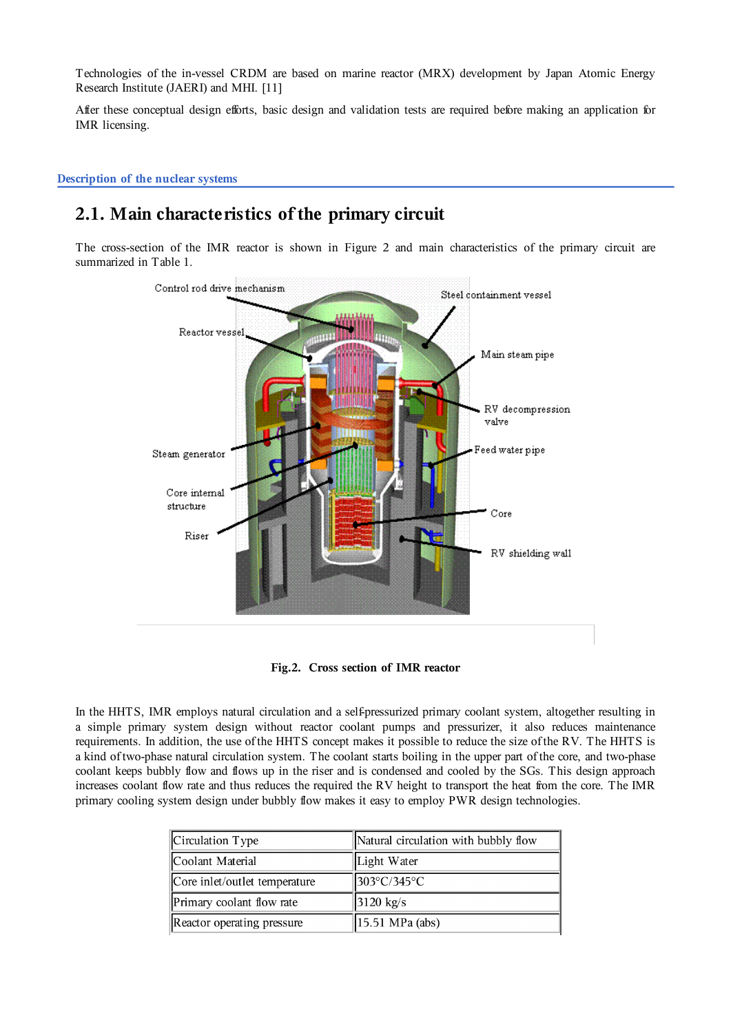Technologies of the in-vessel CRDM are based on marine reactor (MRX) development by Japan Atomic Energy Research Institute (JAERI) and MHI. [11]

After these conceptual design efforts, basic design and validation tests are required before making an application for IMR licensing.

**Description of the nuclear systems**

## 2.1. Main characteristics of the primary circuit

The cross-section of the IMR reactor is shown in Figure 2 and main characteristics of the primary circuit are summarized in Table 1.

**Fig.2. Cross section of IMR reactor**

In the HHTS, IMR employs natural circulation and a self-pressurized primary coolant system, altogether resulting in a simple primary system design without reactor coolant pumps and pressurizer, it also reduces maintenance requirements. In addition, the use of the HHTS concept makes it possible to reduce the size of the RV. The HHTS is a kind of two-phase natural circulation system. The coolant starts boiling in the upper part of the core, and two-phase coolant keeps bubbly flow and flows up in the riser and is condensed and cooled by the SGs. This design approach increases coolant flow rate and thus reduces the required the RV height to transport the heat from the core. The IMR primary cooling system design under bubbly flow makes it easy to employ PWR design technologies.

| Circulation Type | Natural circulation with bubbly flow |
|---|---|
| Coolant Material | Light Water |
| Core inlet/outlet temperature | 303°C/345°C |
| Primary coolant flow rate | 3120 kg/s |
| Reactor operating pressure | 15.51 MPa (abs) |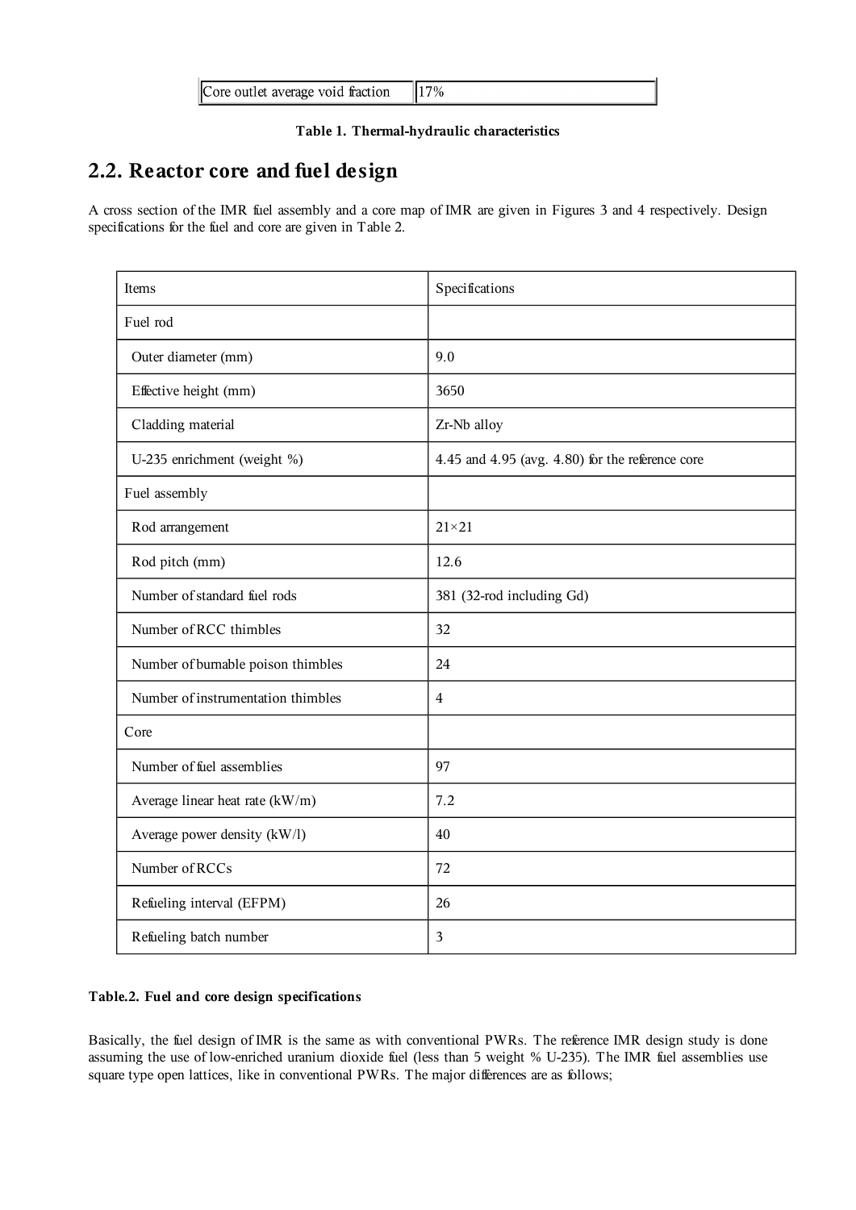| Core outlet average void fraction | 17% |
|---|---|

**Table 1. Thermal-hydraulic characteristics**

## 2.2. Reactor core and fuel design

A cross section of the IMR fuel assembly and a core map of IMR are given in Figures 3 and 4 respectively. Design specifications for the fuel and core are given in Table 2.

| Items | Specifications |
|---|---|
| Fuel rod | |
| Outer diameter (mm) | 9.0 |
| Effective height (mm) | 3650 |
| Cladding material | Zr-Nb alloy |
| U-235 enrichment (weight %) | 4.45 and 4.95 (avg. 4.80) for the reference core |
| Fuel assembly | |
| Rod arrangement | 21×21 |
| Rod pitch (mm) | 12.6 |
| Number of standard fuel rods | 381 (32-rod including Gd) |
| Number of RCC thimbles | 32 |
| Number of burnable poison thimbles | 24 |
| Number of instrumentation thimbles | 4 |
| Core | |
| Number of fuel assemblies | 97 |
| Average linear heat rate (kW/m) | 7.2 |
| Average power density (kW/l) | 40 |
| Number of RCCs | 72 |
| Refueling interval (EFPM) | 26 |
| Refueling batch number | 3 |

**Table.2. Fuel and core design specifications**

Basically, the fuel design of IMR is the same as with conventional PWRs. The reference IMR design study is done assuming the use of low-enriched uranium dioxide fuel (less than 5 weight % U-235). The IMR fuel assemblies use square type open lattices, like in conventional PWRs. The major differences are as follows;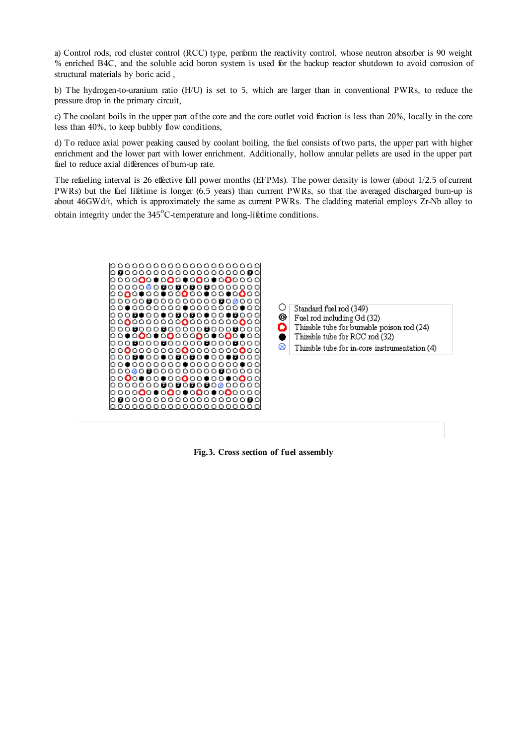a) Control rods, rod cluster control (RCC) type, perform the reactivity control, whose neutron absorber is 90 weight % enriched B4C, and the soluble acid boron system is used for the backup reactor shutdown to avoid corrosion of structural materials by boric acid ,

b) The hydrogen-to-uranium ratio (H/U) is set to 5, which are larger than in conventional PWRs, to reduce the pressure drop in the primary circuit,

c) The coolant boils in the upper part of the core and the core outlet void fraction is less than 20%, locally in the core less than 40%, to keep bubbly flow conditions,

d) To reduce axial power peaking caused by coolant boiling, the fuel consists of two parts, the upper part with higher enrichment and the lower part with lower enrichment. Additionally, hollow annular pellets are used in the upper part fuel to reduce axial differences of burn-up rate.

The refueling interval is 26 effective full power months (EFPMs). The power density is lower (about 1/2.5 of current PWRs) but the fuel lifetime is longer (6.5 years) than current PWRs, so that the averaged discharged burn-up is about 46GWd/t, which is approximately the same as current PWRs. The cladding material employs Zr-Nb alloy to obtain integrity under the 345°C-temperature and long-lifetime conditions.

- Standard fuel rod (349)
- Fuel rod including Gd (32)
- Thimble tube for burnable poison rod (24)
- Thimble tube for RCC rod (32)
- Thimble tube for in-core instrumentation (4)

**Fig.3. Cross section of fuel assembly**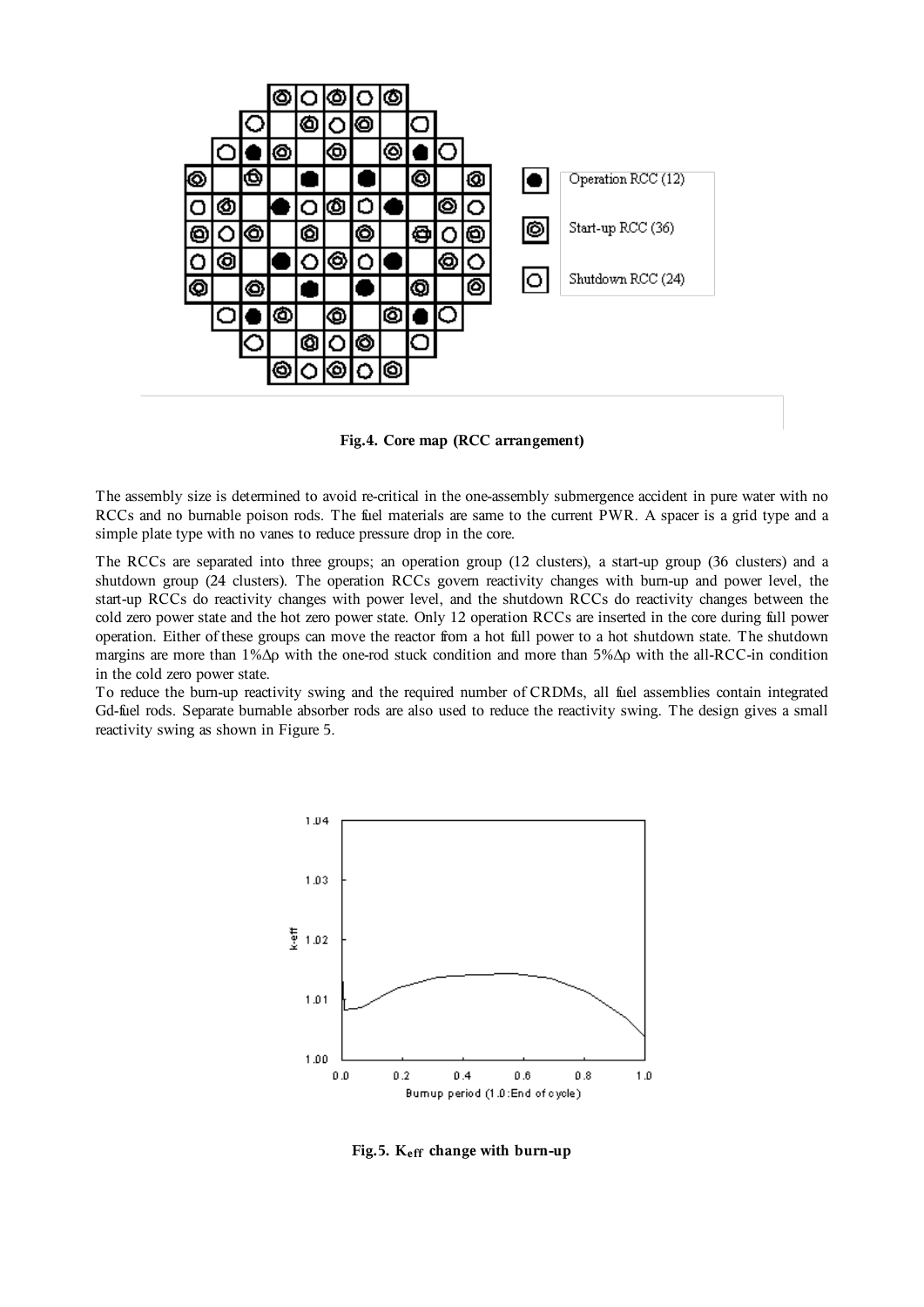**Fig.4. Core map (RCC arrangement)**

The assembly size is determined to avoid re-critical in the one-assembly submergence accident in pure water with no RCCs and no burnable poison rods. The fuel materials are same to the current PWR. A spacer is a grid type and a simple plate type with no vanes to reduce pressure drop in the core.

The RCCs are separated into three groups; an operation group (12 clusters), a start-up group (36 clusters) and a shutdown group (24 clusters). The operation RCCs govern reactivity changes with burn-up and power level, the start-up RCCs do reactivity changes with power level, and the shutdown RCCs do reactivity changes between the cold zero power state and the hot zero power state. Only 12 operation RCCs are inserted in the core during full power operation. Either of these groups can move the reactor from a hot full power to a hot shutdown state. The shutdown margins are more than 1%$\Delta\rho$ with the one-rod stuck condition and more than 5%$\Delta\rho$ with the all-RCC-in condition in the cold zero power state.

To reduce the burn-up reactivity swing and the required number of CRDMs, all fuel assemblies contain integrated Gd-fuel rods. Separate burnable absorber rods are also used to reduce the reactivity swing. The design gives a small reactivity swing as shown in Figure 5.

**Fig.5. $K_{eff}$ change with burn-up**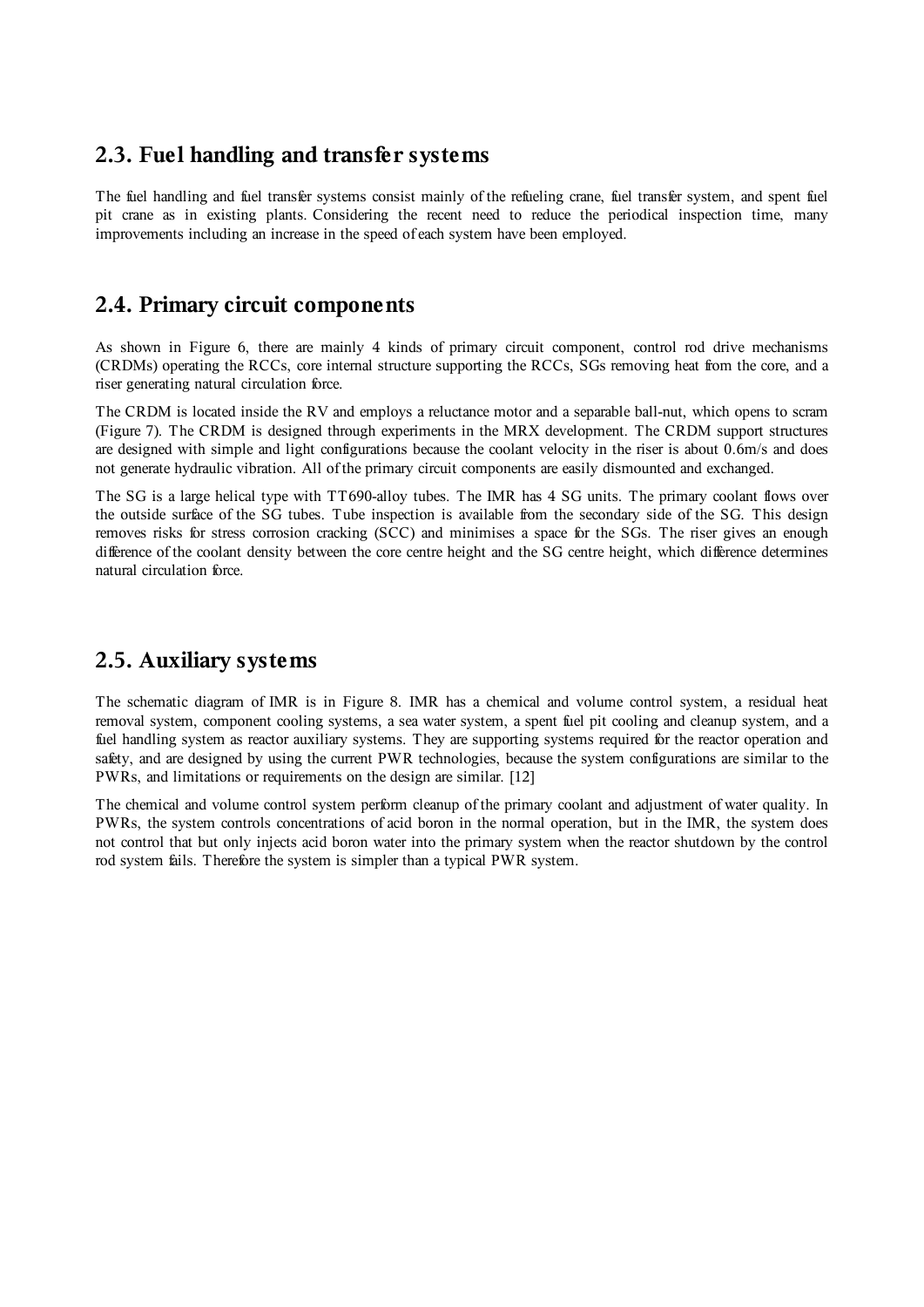## 2.3. Fuel handling and transfer systems

The fuel handling and fuel transfer systems consist mainly of the refueling crane, fuel transfer system, and spent fuel pit crane as in existing plants. Considering the recent need to reduce the periodical inspection time, many improvements including an increase in the speed of each system have been employed.

## 2.4. Primary circuit components

As shown in Figure 6, there are mainly 4 kinds of primary circuit component, control rod drive mechanisms (CRDMs) operating the RCCs, core internal structure supporting the RCCs, SGs removing heat from the core, and a riser generating natural circulation force.

The CRDM is located inside the RV and employs a reluctance motor and a separable ball-nut, which opens to scram (Figure 7). The CRDM is designed through experiments in the MRX development. The CRDM support structures are designed with simple and light configurations because the coolant velocity in the riser is about 0.6m/s and does not generate hydraulic vibration. All of the primary circuit components are easily dismounted and exchanged.

The SG is a large helical type with TT690-alloy tubes. The IMR has 4 SG units. The primary coolant flows over the outside surface of the SG tubes. Tube inspection is available from the secondary side of the SG. This design removes risks for stress corrosion cracking (SCC) and minimises a space for the SGs. The riser gives an enough difference of the coolant density between the core centre height and the SG centre height, which difference determines natural circulation force.

## 2.5. Auxiliary systems

The schematic diagram of IMR is in Figure 8. IMR has a chemical and volume control system, a residual heat removal system, component cooling systems, a sea water system, a spent fuel pit cooling and cleanup system, and a fuel handling system as reactor auxiliary systems. They are supporting systems required for the reactor operation and safety, and are designed by using the current PWR technologies, because the system configurations are similar to the PWRs, and limitations or requirements on the design are similar. [12]

The chemical and volume control system perform cleanup of the primary coolant and adjustment of water quality. In PWRs, the system controls concentrations of acid boron in the normal operation, but in the IMR, the system does not control that but only injects acid boron water into the primary system when the reactor shutdown by the control rod system fails. Therefore the system is simpler than a typical PWR system.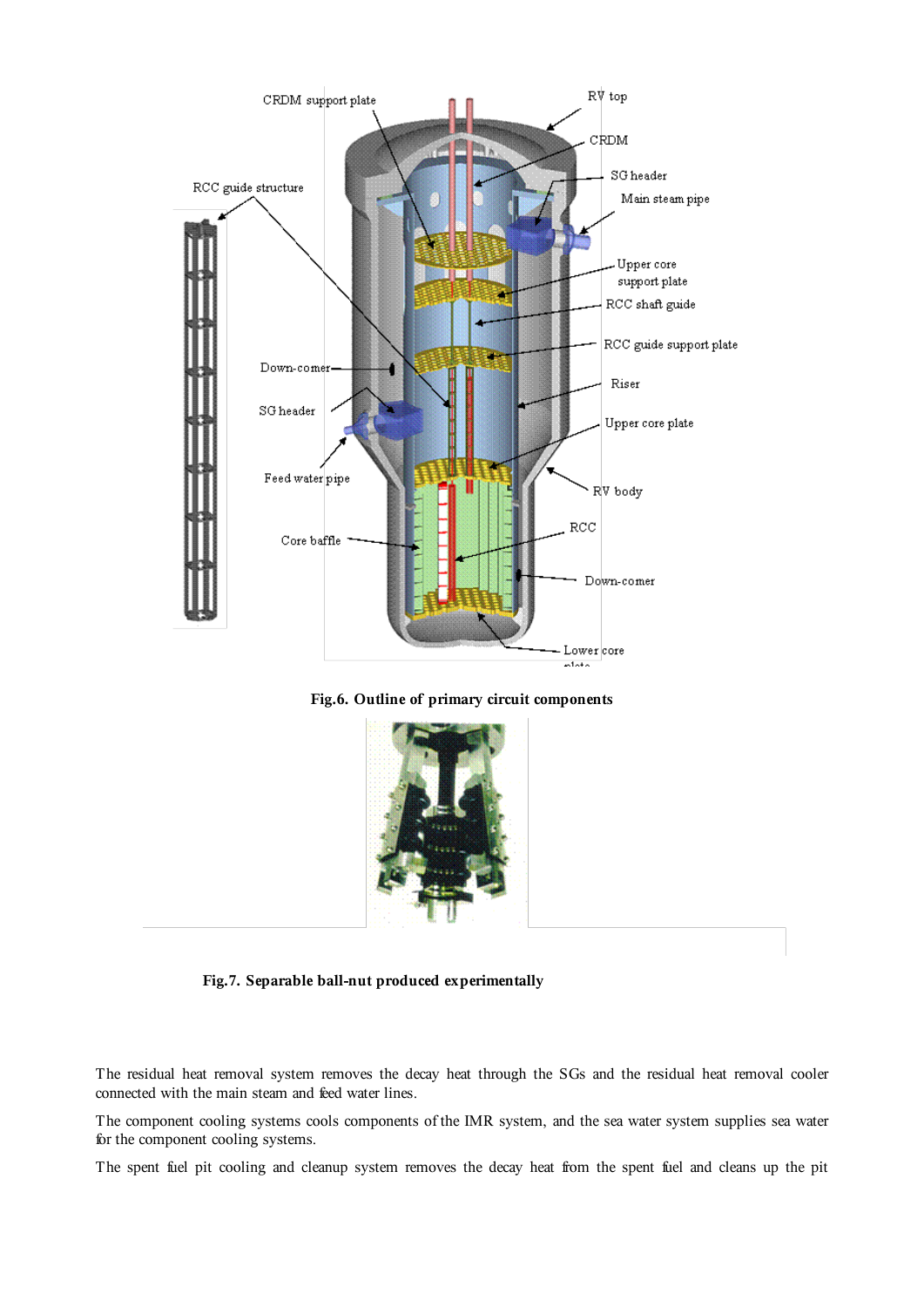**Fig.6. Outline of primary circuit components**

**Fig.7. Separable ball-nut produced experimentally**

The residual heat removal system removes the decay heat through the SGs and the residual heat removal cooler connected with the main steam and feed water lines.

The component cooling systems cools components of the IMR system, and the sea water system supplies sea water for the component cooling systems.

The spent fuel pit cooling and cleanup system removes the decay heat from the spent fuel and cleans up the pit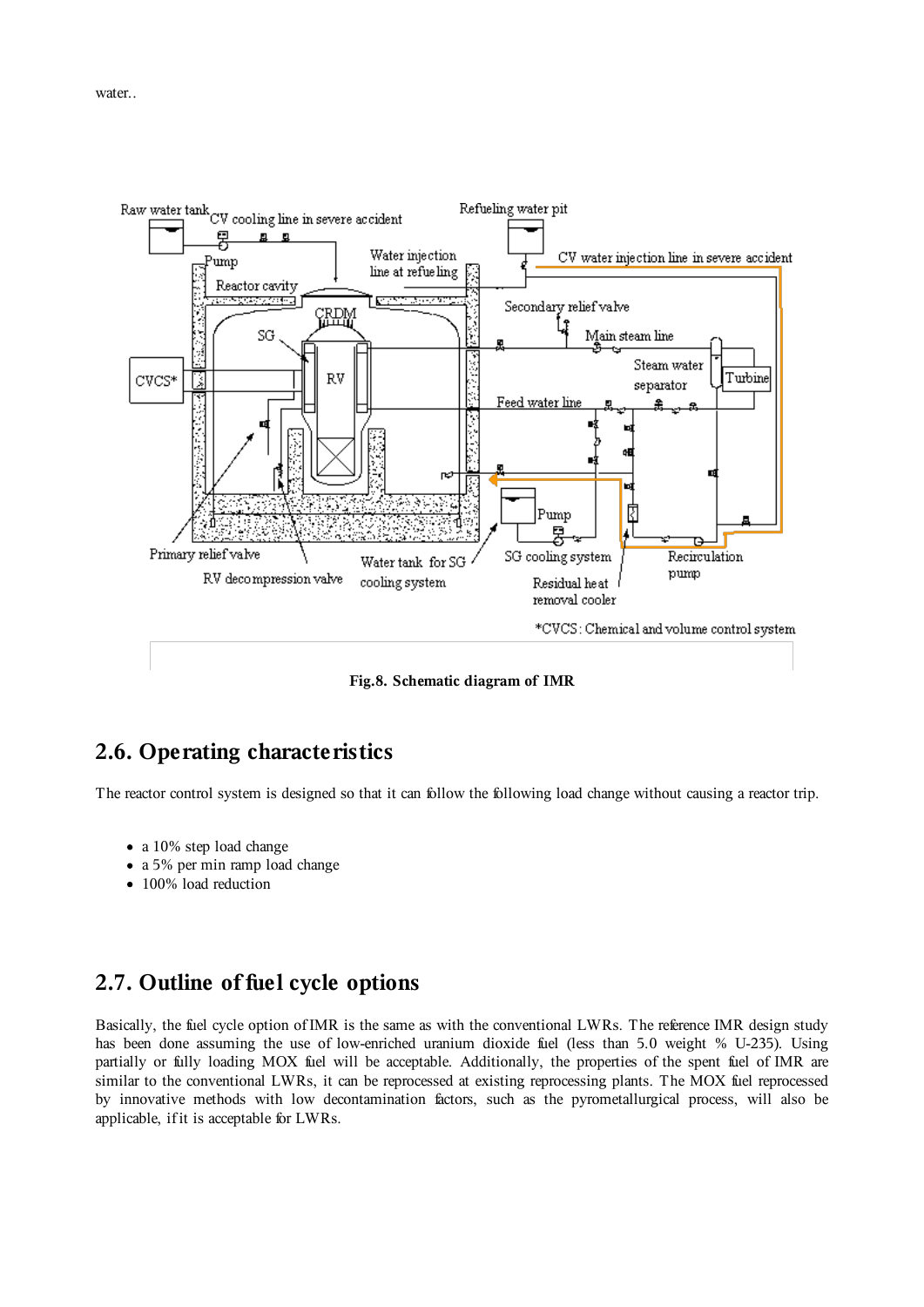water..

Fig.8. Schematic diagram of IMR

## 2.6. Operating characteristics

The reactor control system is designed so that it can follow the following load change without causing a reactor trip.

- a 10% step load change
- a 5% per min ramp load change
- 100% load reduction

## 2.7. Outline of fuel cycle options

Basically, the fuel cycle option of IMR is the same as with the conventional LWRs. The reference IMR design study has been done assuming the use of low-enriched uranium dioxide fuel (less than 5.0 weight % U-235). Using partially or fully loading MOX fuel will be acceptable. Additionally, the properties of the spent fuel of IMR are similar to the conventional LWRs, it can be reprocessed at existing reprocessing plants. The MOX fuel reprocessed by innovative methods with low decontamination factors, such as the pyrometallurgical process, will also be applicable, if it is acceptable for LWRs.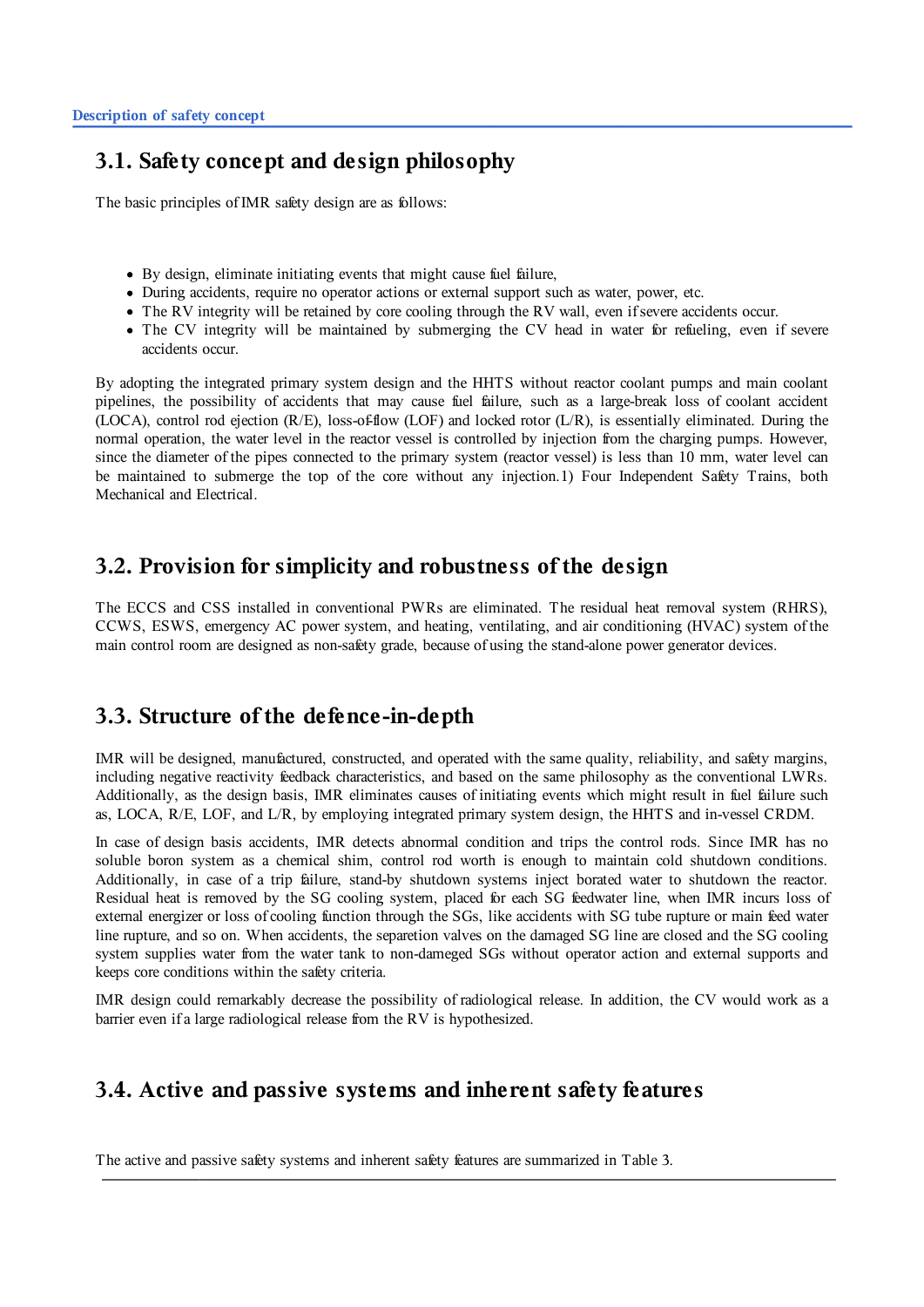## 3.1. Safety concept and design philosophy

The basic principles of IMR safety design are as follows:

- By design, eliminate initiating events that might cause fuel failure,
- During accidents, require no operator actions or external support such as water, power, etc.
- The RV integrity will be retained by core cooling through the RV wall, even if severe accidents occur.
- The CV integrity will be maintained by submerging the CV head in water for refueling, even if severe accidents occur.

By adopting the integrated primary system design and the HHTS without reactor coolant pumps and main coolant pipelines, the possibility of accidents that may cause fuel failure, such as a large-break loss of coolant accident (LOCA), control rod ejection (R/E), loss-of-flow (LOF) and locked rotor (L/R), is essentially eliminated. During the normal operation, the water level in the reactor vessel is controlled by injection from the charging pumps. However, since the diameter of the pipes connected to the primary system (reactor vessel) is less than 10 mm, water level can be maintained to submerge the top of the core without any injection.1) Four Independent Safety Trains, both Mechanical and Electrical.

## 3.2. Provision for simplicity and robustness of the design

The ECCS and CSS installed in conventional PWRs are eliminated. The residual heat removal system (RHRS), CCWS, ESWS, emergency AC power system, and heating, ventilating, and air conditioning (HVAC) system of the main control room are designed as non-safety grade, because of using the stand-alone power generator devices.

## 3.3. Structure of the defence-in-depth

IMR will be designed, manufactured, constructed, and operated with the same quality, reliability, and safety margins, including negative reactivity feedback characteristics, and based on the same philosophy as the conventional LWRs. Additionally, as the design basis, IMR eliminates causes of initiating events which might result in fuel failure such as, LOCA, R/E, LOF, and L/R, by employing integrated primary system design, the HHTS and in-vessel CRDM.

In case of design basis accidents, IMR detects abnormal condition and trips the control rods. Since IMR has no soluble boron system as a chemical shim, control rod worth is enough to maintain cold shutdown conditions. Additionally, in case of a trip failure, stand-by shutdown systems inject borated water to shutdown the reactor. Residual heat is removed by the SG cooling system, placed for each SG feedwater line, when IMR incurs loss of external energizer or loss of cooling function through the SGs, like accidents with SG tube rupture or main feed water line rupture, and so on. When accidents, the separetion valves on the damaged SG line are closed and the SG cooling system supplies water from the water tank to non-dameged SGs without operator action and external supports and keeps core conditions within the safety criteria.

IMR design could remarkably decrease the possibility of radiological release. In addition, the CV would work as a barrier even if a large radiological release from the RV is hypothesized.

## 3.4. Active and passive systems and inherent safety features

The active and passive safety systems and inherent safety features are summarized in Table 3.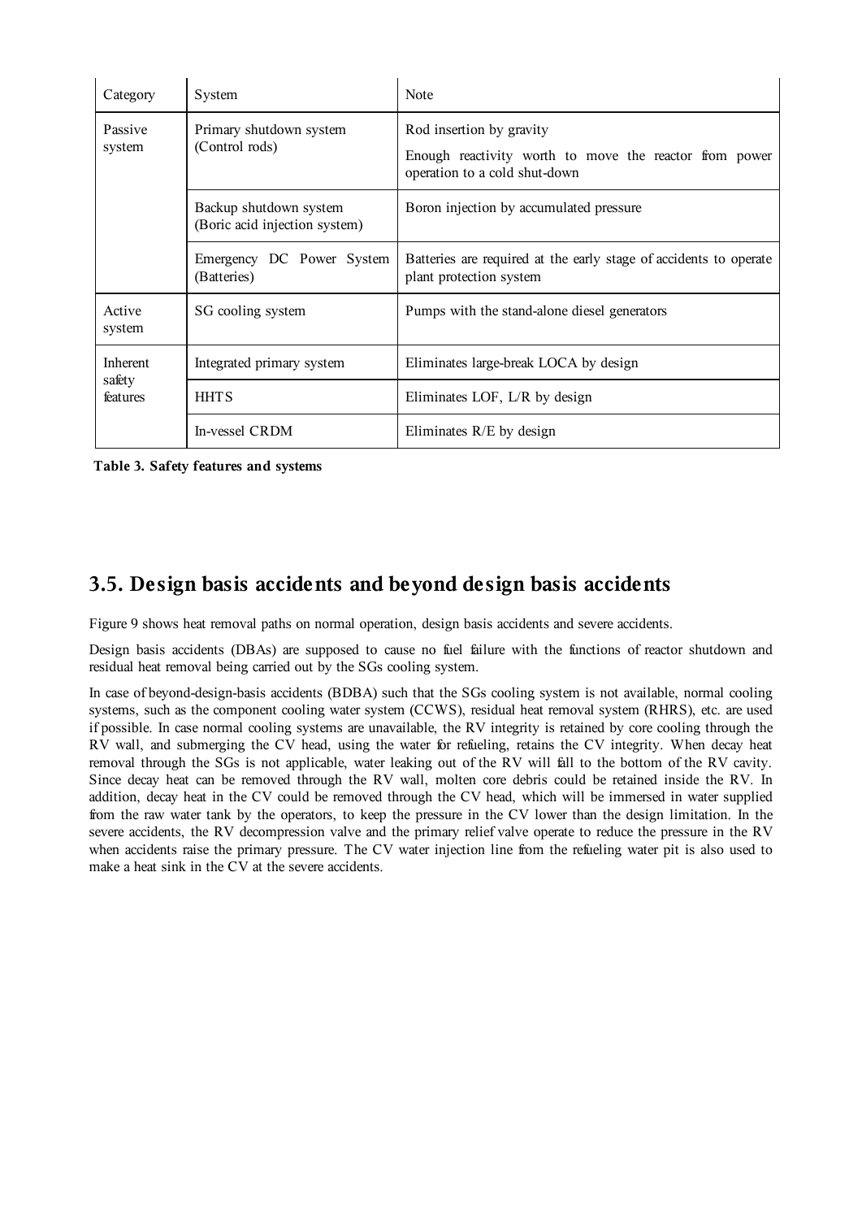| Category | System | Note |
|---|---|---|
| Passive system | Primary shutdown system (Control rods) | Rod insertion by gravity<br>Enough reactivity worth to move the reactor from power operation to a cold shut-down |
| | Backup shutdown system (Boric acid injection system) | Boron injection by accumulated pressure |
| | Emergency DC Power System (Batteries) | Batteries are required at the early stage of accidents to operate plant protection system |
| Active system | SG cooling system | Pumps with the stand-alone diesel generators |
| Inherent safety features | Integrated primary system | Eliminates large-break LOCA by design |
| | HHTS | Eliminates LOF, L/R by design |
| | In-vessel CRDM | Eliminates R/E by design |

**Table 3. Safety features and systems**

## 3.5. Design basis accidents and beyond design basis accidents

Figure 9 shows heat removal paths on normal operation, design basis accidents and severe accidents.

Design basis accidents (DBAs) are supposed to cause no fuel failure with the functions of reactor shutdown and residual heat removal being carried out by the SGs cooling system.

In case of beyond-design-basis accidents (BDBA) such that the SGs cooling system is not available, normal cooling systems, such as the component cooling water system (CCWS), residual heat removal system (RHRS), etc. are used if possible. In case normal cooling systems are unavailable, the RV integrity is retained by core cooling through the RV wall, and submerging the CV head, using the water for refueling, retains the CV integrity. When decay heat removal through the SGs is not applicable, water leaking out of the RV will fall to the bottom of the RV cavity. Since decay heat can be removed through the RV wall, molten core debris could be retained inside the RV. In addition, decay heat in the CV could be removed through the CV head, which will be immersed in water supplied from the raw water tank by the operators, to keep the pressure in the CV lower than the design limitation. In the severe accidents, the RV decompression valve and the primary relief valve operate to reduce the pressure in the RV when accidents raise the primary pressure. The CV water injection line from the refueling water pit is also used to make a heat sink in the CV at the severe accidents.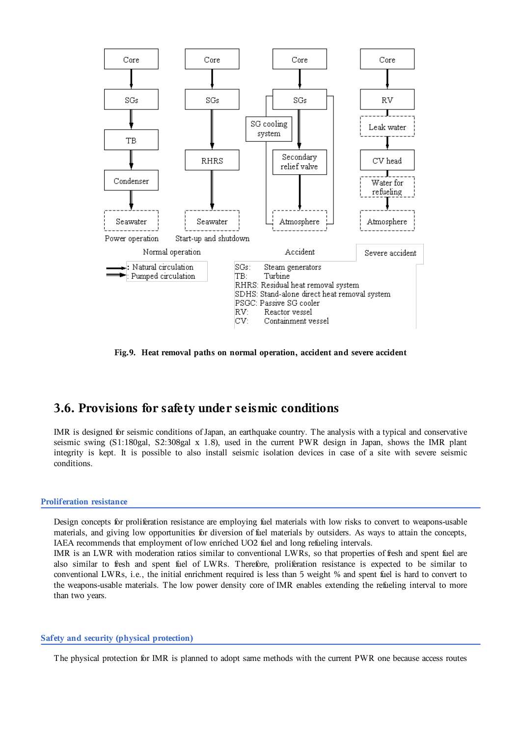Core → SGs → TB → Condenser → Seawater
Power operation

Core → SGs → RHRS → Seawater
Start-up and shutdown

Normal operation

Core → SGs → Secondary relief valve → Atmosphere
SG cooling system

Accident

Core → RV → Leak water → CV head → Water for refueling → Atmosphere

Severe accident

: Natural circulation
: Pumped circulation

SGs: Steam generators
TB: Turbine
RHRS: Residual heat removal system
SDHS: Stand-alone direct heat removal system
PSGC: Passive SG cooler
RV: Reactor vessel
CV: Containment vessel

**Fig.9. Heat removal paths on normal operation, accident and severe accident**

## 3.6. Provisions for safety under seismic conditions

IMR is designed for seismic conditions of Japan, an earthquake country. The analysis with a typical and conservative seismic swing (S1:180gal, S2:308gal x 1.8), used in the current PWR design in Japan, shows the IMR plant integrity is kept. It is possible to also install seismic isolation devices in case of a site with severe seismic conditions.

### Proliferation resistance

Design concepts for proliferation resistance are employing fuel materials with low risks to convert to weapons-usable materials, and giving low opportunities for diversion of fuel materials by outsiders. As ways to attain the concepts, IAEA recommends that employment of low enriched UO2 fuel and long refueling intervals.
IMR is an LWR with moderation ratios similar to conventional LWRs, so that properties of fresh and spent fuel are also similar to fresh and spent fuel of LWRs. Therefore, proliferation resistance is expected to be similar to conventional LWRs, i.e., the initial enrichment required is less than 5 weight % and spent fuel is hard to convert to the weapons-usable materials. The low power density core of IMR enables extending the refueling interval to more than two years.

### Safety and security (physical protection)

The physical protection for IMR is planned to adopt same methods with the current PWR one because access routes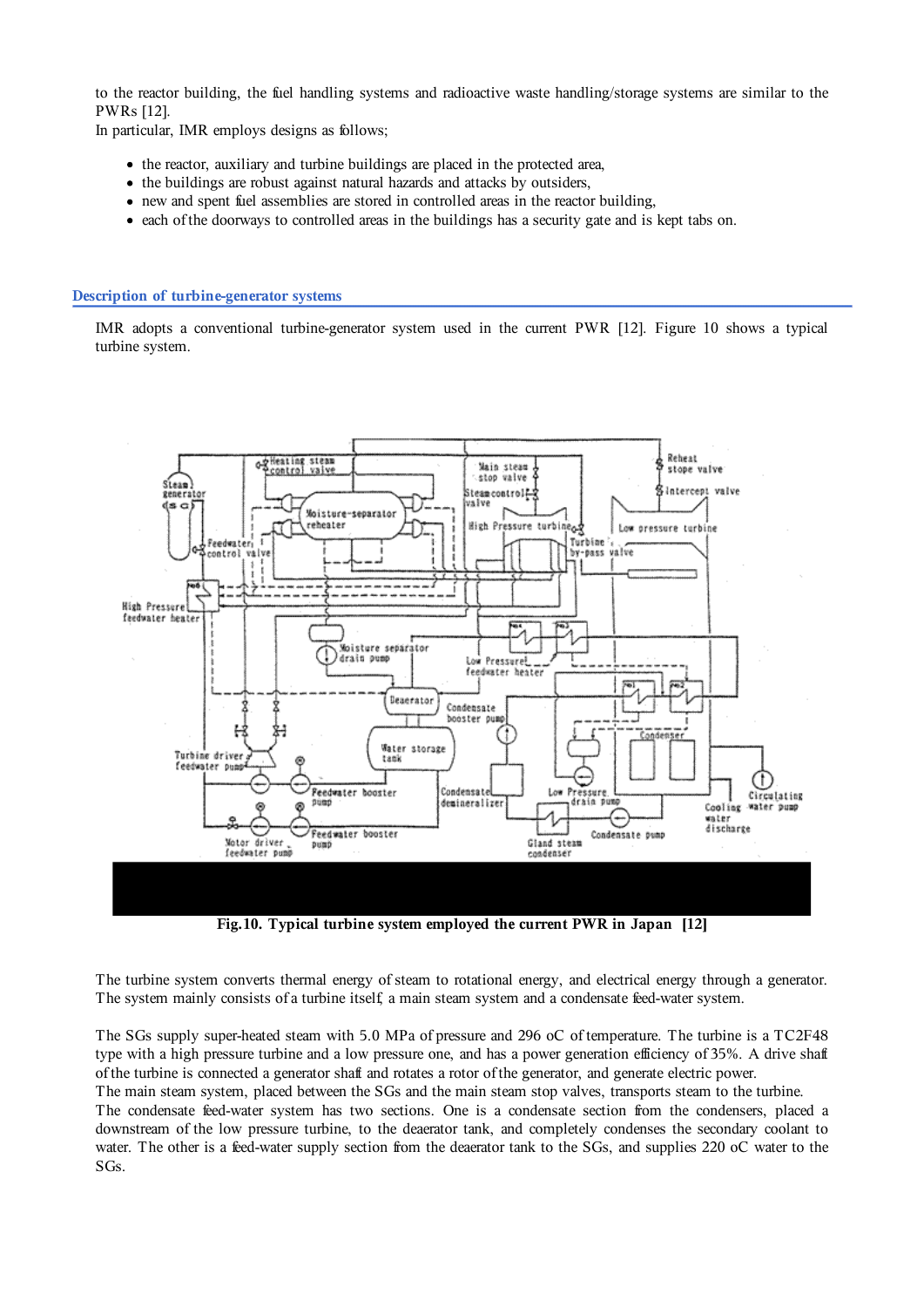to the reactor building, the fuel handling systems and radioactive waste handling/storage systems are similar to the PWRs [12].
In particular, IMR employs designs as follows;

- the reactor, auxiliary and turbine buildings are placed in the protected area,
- the buildings are robust against natural hazards and attacks by outsiders,
- new and spent fuel assemblies are stored in controlled areas in the reactor building,
- each of the doorways to controlled areas in the buildings has a security gate and is kept tabs on.

## Description of turbine-generator systems

IMR adopts a conventional turbine-generator system used in the current PWR [12]. Figure 10 shows a typical turbine system.

**Fig.10. Typical turbine system employed the current PWR in Japan [12]**

The turbine system converts thermal energy of steam to rotational energy, and electrical energy through a generator. The system mainly consists of a turbine itself, a main steam system and a condensate feed-water system.

The SGs supply super-heated steam with 5.0 MPa of pressure and 296 oC of temperature. The turbine is a TC2F48 type with a high pressure turbine and a low pressure one, and has a power generation efficiency of 35%. A drive shaft of the turbine is connected a generator shaft and rotates a rotor of the generator, and generate electric power.
The main steam system, placed between the SGs and the main steam stop valves, transports steam to the turbine.
The condensate feed-water system has two sections. One is a condensate section from the condensers, placed a downstream of the low pressure turbine, to the deaerator tank, and completely condenses the secondary coolant to water. The other is a feed-water supply section from the deaerator tank to the SGs, and supplies 220 oC water to the SGs.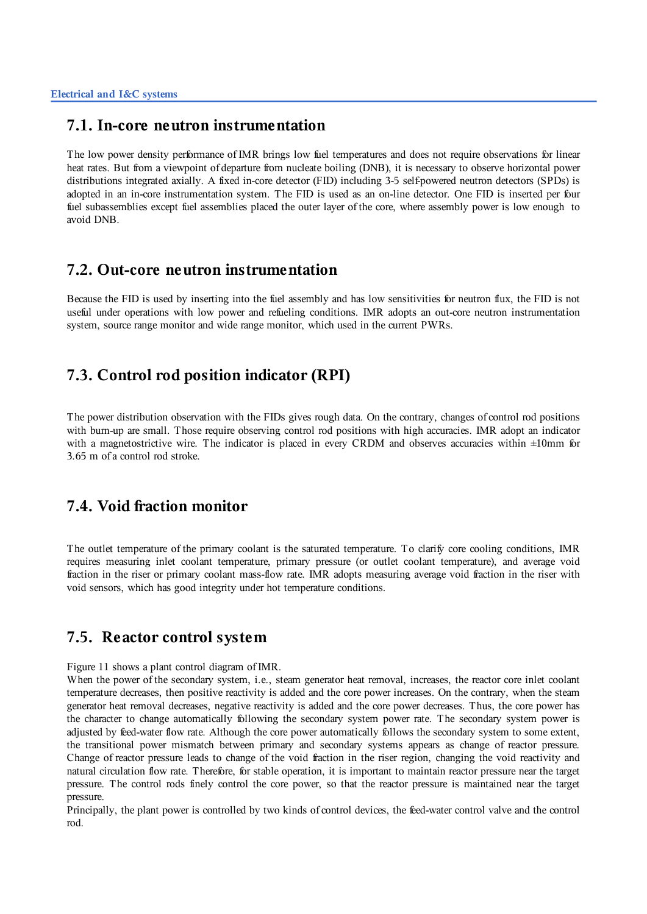## 7.1. In-core neutron instrumentation

The low power density performance of IMR brings low fuel temperatures and does not require observations for linear heat rates. But from a viewpoint of departure from nucleate boiling (DNB), it is necessary to observe horizontal power distributions integrated axially. A fixed in-core detector (FID) including 3-5 self-powered neutron detectors (SPDs) is adopted in an in-core instrumentation system. The FID is used as an on-line detector. One FID is inserted per four fuel subassemblies except fuel assemblies placed the outer layer of the core, where assembly power is low enough to avoid DNB.

## 7.2. Out-core neutron instrumentation

Because the FID is used by inserting into the fuel assembly and has low sensitivities for neutron flux, the FID is not useful under operations with low power and refueling conditions. IMR adopts an out-core neutron instrumentation system, source range monitor and wide range monitor, which used in the current PWRs.

## 7.3. Control rod position indicator (RPI)

The power distribution observation with the FIDs gives rough data. On the contrary, changes of control rod positions with burn-up are small. Those require observing control rod positions with high accuracies. IMR adopt an indicator with a magnetostrictive wire. The indicator is placed in every CRDM and observes accuracies within ±10mm for 3.65 m of a control rod stroke.

## 7.4. Void fraction monitor

The outlet temperature of the primary coolant is the saturated temperature. To clarify core cooling conditions, IMR requires measuring inlet coolant temperature, primary pressure (or outlet coolant temperature), and average void fraction in the riser or primary coolant mass-flow rate. IMR adopts measuring average void fraction in the riser with void sensors, which has good integrity under hot temperature conditions.

## 7.5. Reactor control system

Figure 11 shows a plant control diagram of IMR.
When the power of the secondary system, i.e., steam generator heat removal, increases, the reactor core inlet coolant temperature decreases, then positive reactivity is added and the core power increases. On the contrary, when the steam generator heat removal decreases, negative reactivity is added and the core power decreases. Thus, the core power has the character to change automatically following the secondary system power rate. The secondary system power is adjusted by feed-water flow rate. Although the core power automatically follows the secondary system to some extent, the transitional power mismatch between primary and secondary systems appears as change of reactor pressure. Change of reactor pressure leads to change of the void fraction in the riser region, changing the void reactivity and natural circulation flow rate. Therefore, for stable operation, it is important to maintain reactor pressure near the target pressure. The control rods finely control the core power, so that the reactor pressure is maintained near the target pressure.
Principally, the plant power is controlled by two kinds of control devices, the feed-water control valve and the control rod.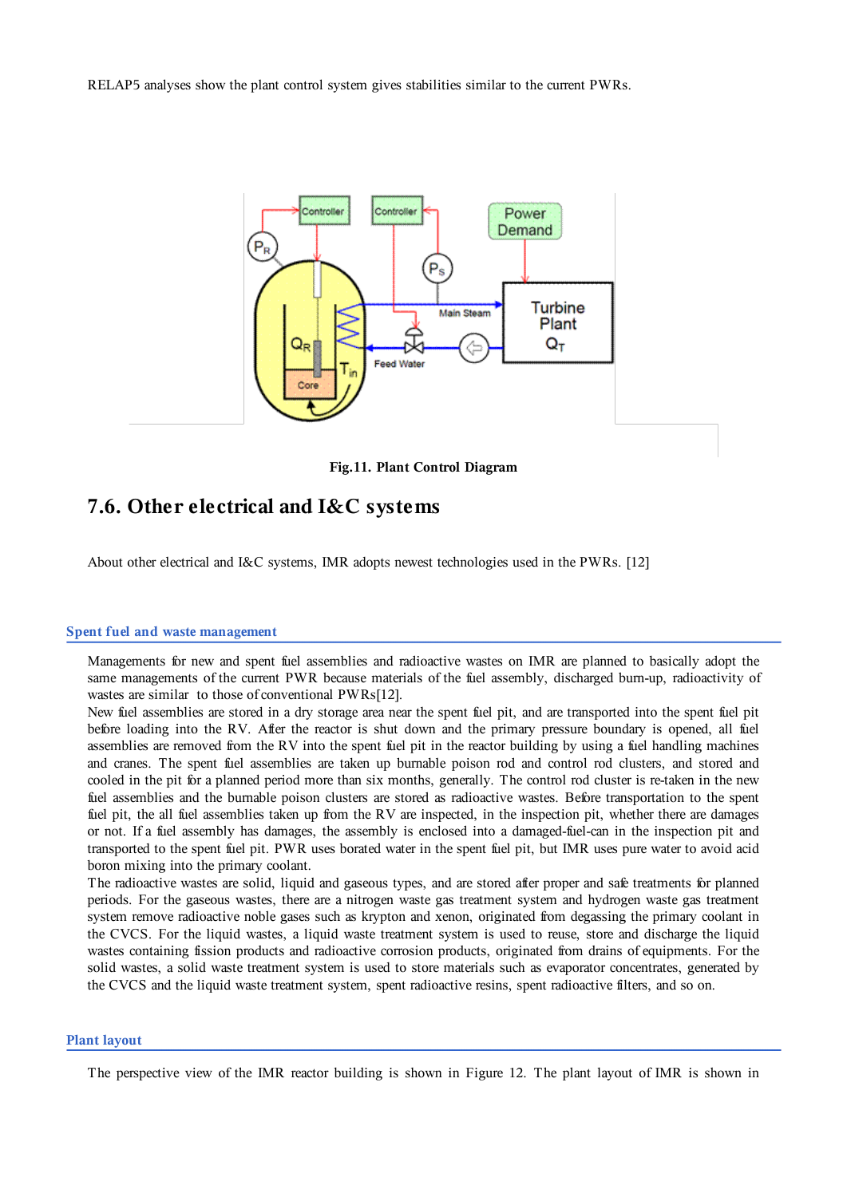RELAP5 analyses show the plant control system gives stabilities similar to the current PWRs.

**Fig.11. Plant Control Diagram**

## 7.6. Other electrical and I&C systems

About other electrical and I&C systems, IMR adopts newest technologies used in the PWRs. [12]

### Spent fuel and waste management

Managements for new and spent fuel assemblies and radioactive wastes on IMR are planned to basically adopt the same managements of the current PWR because materials of the fuel assembly, discharged burn-up, radioactivity of wastes are similar to those of conventional PWRs[12].

New fuel assemblies are stored in a dry storage area near the spent fuel pit, and are transported into the spent fuel pit before loading into the RV. After the reactor is shut down and the primary pressure boundary is opened, all fuel assemblies are removed from the RV into the spent fuel pit in the reactor building by using a fuel handling machines and cranes. The spent fuel assemblies are taken up burnable poison rod and control rod clusters, and stored and cooled in the pit for a planned period more than six months, generally. The control rod cluster is re-taken in the new fuel assemblies and the burnable poison clusters are stored as radioactive wastes. Before transportation to the spent fuel pit, the all fuel assemblies taken up from the RV are inspected, in the inspection pit, whether there are damages or not. If a fuel assembly has damages, the assembly is enclosed into a damaged-fuel-can in the inspection pit and transported to the spent fuel pit. PWR uses borated water in the spent fuel pit, but IMR uses pure water to avoid acid boron mixing into the primary coolant.

The radioactive wastes are solid, liquid and gaseous types, and are stored after proper and safe treatments for planned periods. For the gaseous wastes, there are a nitrogen waste gas treatment system and hydrogen waste gas treatment system remove radioactive noble gases such as krypton and xenon, originated from degassing the primary coolant in the CVCS. For the liquid wastes, a liquid waste treatment system is used to reuse, store and discharge the liquid wastes containing fission products and radioactive corrosion products, originated from drains of equipments. For the solid wastes, a solid waste treatment system is used to store materials such as evaporator concentrates, generated by the CVCS and the liquid waste treatment system, spent radioactive resins, spent radioactive filters, and so on.

### Plant layout

The perspective view of the IMR reactor building is shown in Figure 12. The plant layout of IMR is shown in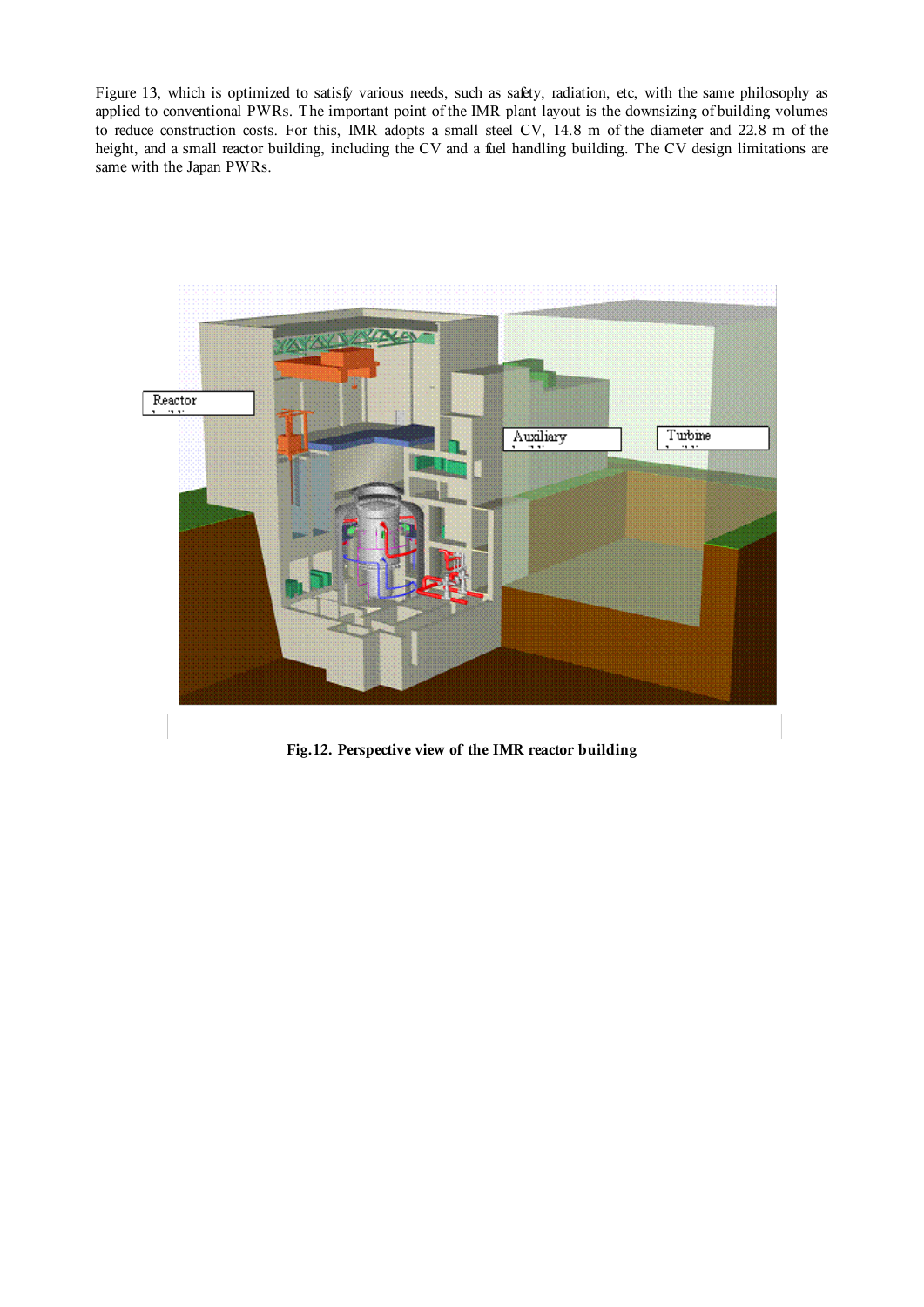Figure 13, which is optimized to satisfy various needs, such as safety, radiation, etc, with the same philosophy as applied to conventional PWRs. The important point of the IMR plant layout is the downsizing of building volumes to reduce construction costs. For this, IMR adopts a small steel CV, 14.8 m of the diameter and 22.8 m of the height, and a small reactor building, including the CV and a fuel handling building. The CV design limitations are same with the Japan PWRs.

**Fig.12. Perspective view of the IMR reactor building**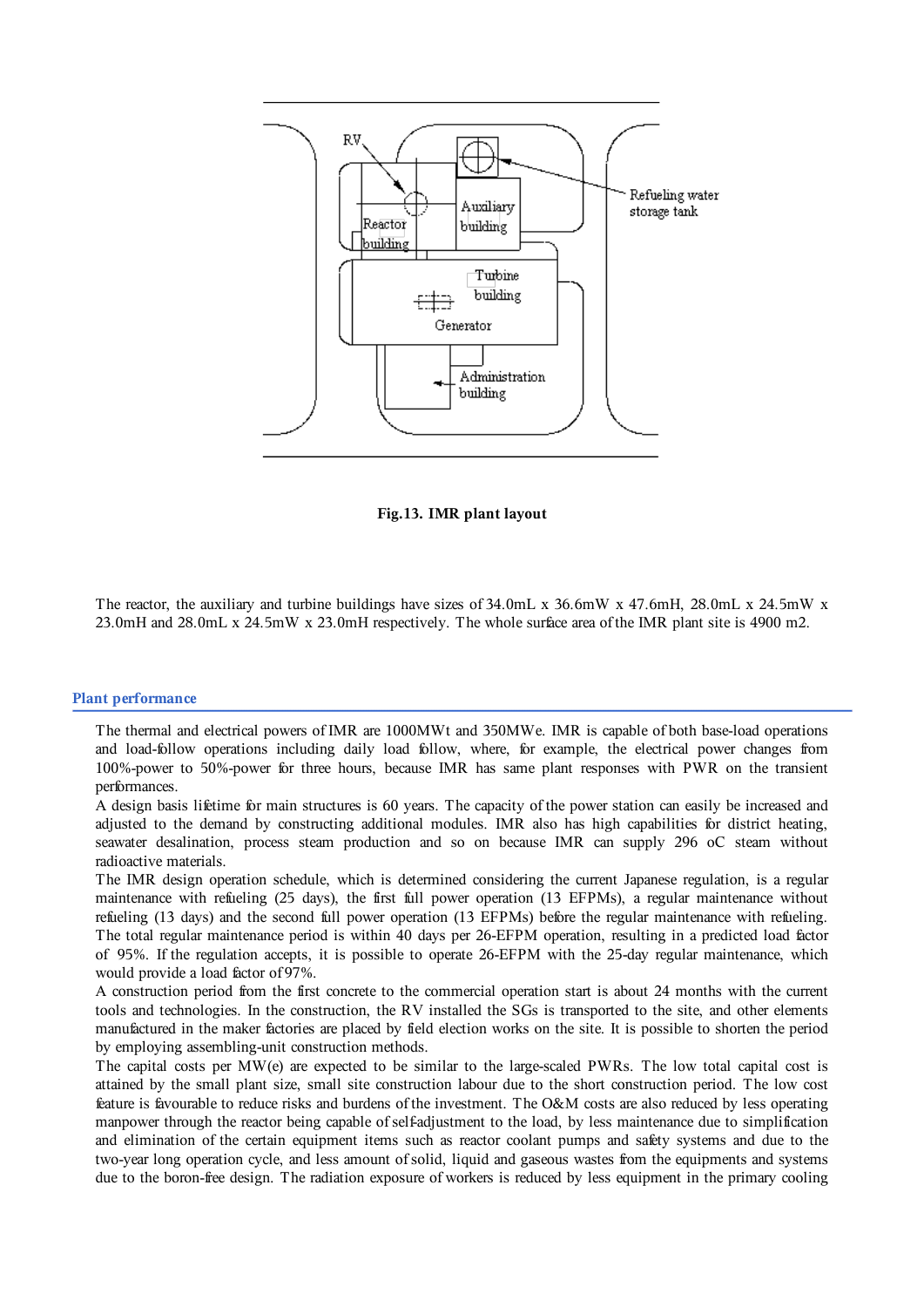Fig.13. IMR plant layout

The reactor, the auxiliary and turbine buildings have sizes of 34.0mL x 36.6mW x 47.6mH, 28.0mL x 24.5mW x 23.0mH and 28.0mL x 24.5mW x 23.0mH respectively. The whole surface area of the IMR plant site is 4900 m2.

## Plant performance

The thermal and electrical powers of IMR are 1000MWt and 350MWe. IMR is capable of both base-load operations and load-follow operations including daily load follow, where, for example, the electrical power changes from 100%-power to 50%-power for three hours, because IMR has same plant responses with PWR on the transient performances.

A design basis lifetime for main structures is 60 years. The capacity of the power station can easily be increased and adjusted to the demand by constructing additional modules. IMR also has high capabilities for district heating, seawater desalination, process steam production and so on because IMR can supply 296 oC steam without radioactive materials.

The IMR design operation schedule, which is determined considering the current Japanese regulation, is a regular maintenance with refueling (25 days), the first full power operation (13 EFPMs), a regular maintenance without refueling (13 days) and the second full power operation (13 EFPMs) before the regular maintenance with refueling. The total regular maintenance period is within 40 days per 26-EFPM operation, resulting in a predicted load factor of 95%. If the regulation accepts, it is possible to operate 26-EFPM with the 25-day regular maintenance, which would provide a load factor of 97%.

A construction period from the first concrete to the commercial operation start is about 24 months with the current tools and technologies. In the construction, the RV installed the SGs is transported to the site, and other elements manufactured in the maker factories are placed by field election works on the site. It is possible to shorten the period by employing assembling-unit construction methods.

The capital costs per MW(e) are expected to be similar to the large-scaled PWRs. The low total capital cost is attained by the small plant size, small site construction labour due to the short construction period. The low cost feature is favourable to reduce risks and burdens of the investment. The O&M costs are also reduced by less operating manpower through the reactor being capable of self-adjustment to the load, by less maintenance due to simplification and elimination of the certain equipment items such as reactor coolant pumps and safety systems and due to the two-year long operation cycle, and less amount of solid, liquid and gaseous wastes from the equipments and systems due to the boron-free design. The radiation exposure of workers is reduced by less equipment in the primary cooling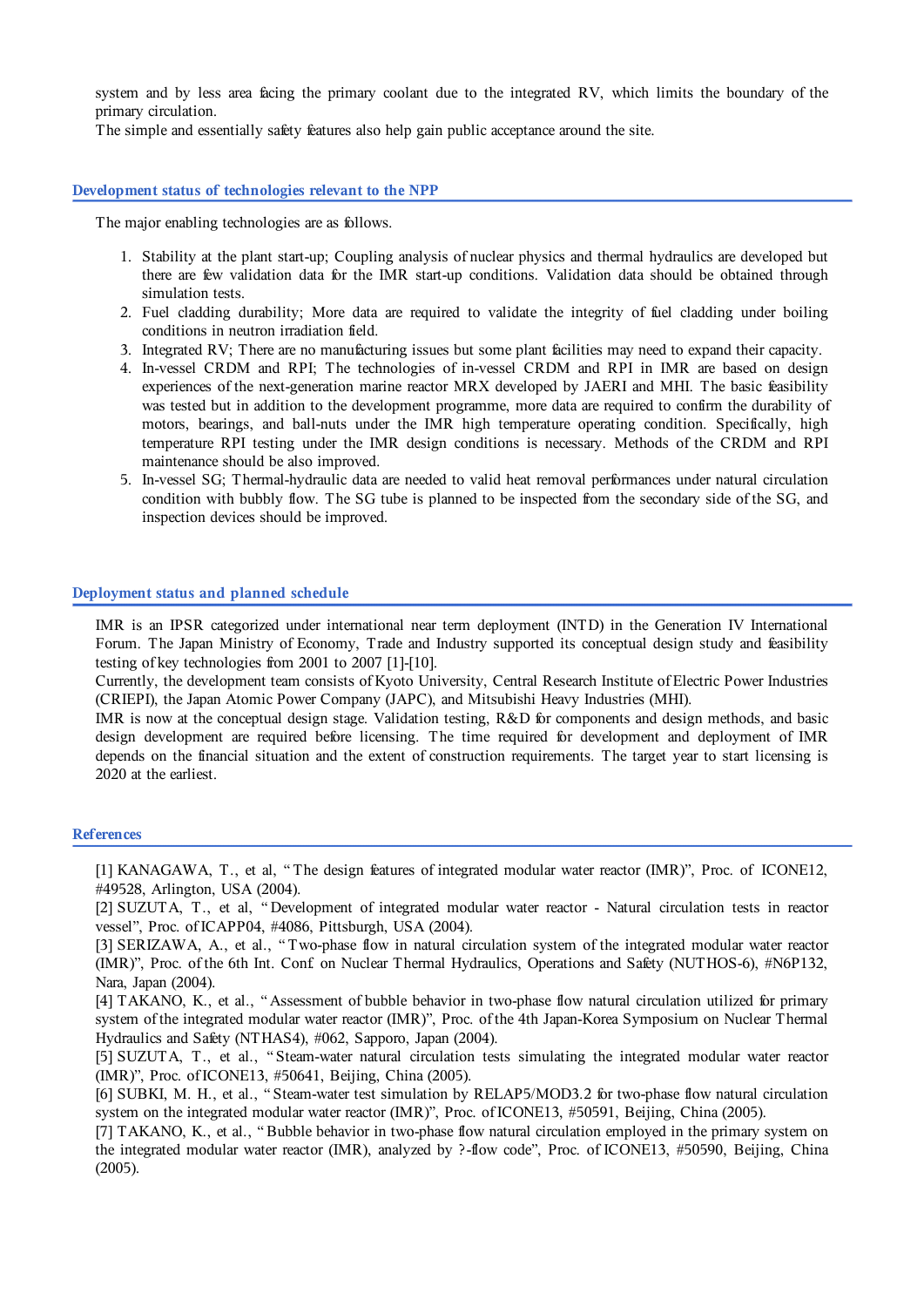system and by less area facing the primary coolant due to the integrated RV, which limits the boundary of the primary circulation.
The simple and essentially safety features also help gain public acceptance around the site.

## Development status of technologies relevant to the NPP

The major enabling technologies are as follows.

1. Stability at the plant start-up; Coupling analysis of nuclear physics and thermal hydraulics are developed but there are few validation data for the IMR start-up conditions. Validation data should be obtained through simulation tests.
2. Fuel cladding durability; More data are required to validate the integrity of fuel cladding under boiling conditions in neutron irradiation field.
3. Integrated RV; There are no manufacturing issues but some plant facilities may need to expand their capacity.
4. In-vessel CRDM and RPI; The technologies of in-vessel CRDM and RPI in IMR are based on design experiences of the next-generation marine reactor MRX developed by JAERI and MHI. The basic feasibility was tested but in addition to the development programme, more data are required to confirm the durability of motors, bearings, and ball-nuts under the IMR high temperature operating condition. Specifically, high temperature RPI testing under the IMR design conditions is necessary. Methods of the CRDM and RPI maintenance should be also improved.
5. In-vessel SG; Thermal-hydraulic data are needed to valid heat removal performances under natural circulation condition with bubbly flow. The SG tube is planned to be inspected from the secondary side of the SG, and inspection devices should be improved.

## Deployment status and planned schedule

IMR is an IPSR categorized under international near term deployment (INTD) in the Generation IV International Forum. The Japan Ministry of Economy, Trade and Industry supported its conceptual design study and feasibility testing of key technologies from 2001 to 2007 [1]-[10].
Currently, the development team consists of Kyoto University, Central Research Institute of Electric Power Industries (CRIEPI), the Japan Atomic Power Company (JAPC), and Mitsubishi Heavy Industries (MHI).
IMR is now at the conceptual design stage. Validation testing, R&D for components and design methods, and basic design development are required before licensing. The time required for development and deployment of IMR depends on the financial situation and the extent of construction requirements. The target year to start licensing is 2020 at the earliest.

## References

[1] KANAGAWA, T., et al, "The design features of integrated modular water reactor (IMR)", Proc. of ICONE12, #49528, Arlington, USA (2004).
[2] SUZUTA, T., et al, "Development of integrated modular water reactor - Natural circulation tests in reactor vessel", Proc. of ICAPP04, #4086, Pittsburgh, USA (2004).
[3] SERIZAWA, A., et al., "Two-phase flow in natural circulation system of the integrated modular water reactor (IMR)", Proc. of the 6th Int. Conf. on Nuclear Thermal Hydraulics, Operations and Safety (NUTHOS-6), #N6P132, Nara, Japan (2004).
[4] TAKANO, K., et al., "Assessment of bubble behavior in two-phase flow natural circulation utilized for primary system of the integrated modular water reactor (IMR)", Proc. of the 4th Japan-Korea Symposium on Nuclear Thermal Hydraulics and Safety (NTHAS4), #062, Sapporo, Japan (2004).
[5] SUZUTA, T., et al., "Steam-water natural circulation tests simulating the integrated modular water reactor (IMR)", Proc. of ICONE13, #50641, Beijing, China (2005).
[6] SUBKI, M. H., et al., "Steam-water test simulation by RELAP5/MOD3.2 for two-phase flow natural circulation system on the integrated modular water reactor (IMR)", Proc. of ICONE13, #50591, Beijing, China (2005).
[7] TAKANO, K., et al., "Bubble behavior in two-phase flow natural circulation employed in the primary system on the integrated modular water reactor (IMR), analyzed by ?-flow code", Proc. of ICONE13, #50590, Beijing, China (2005).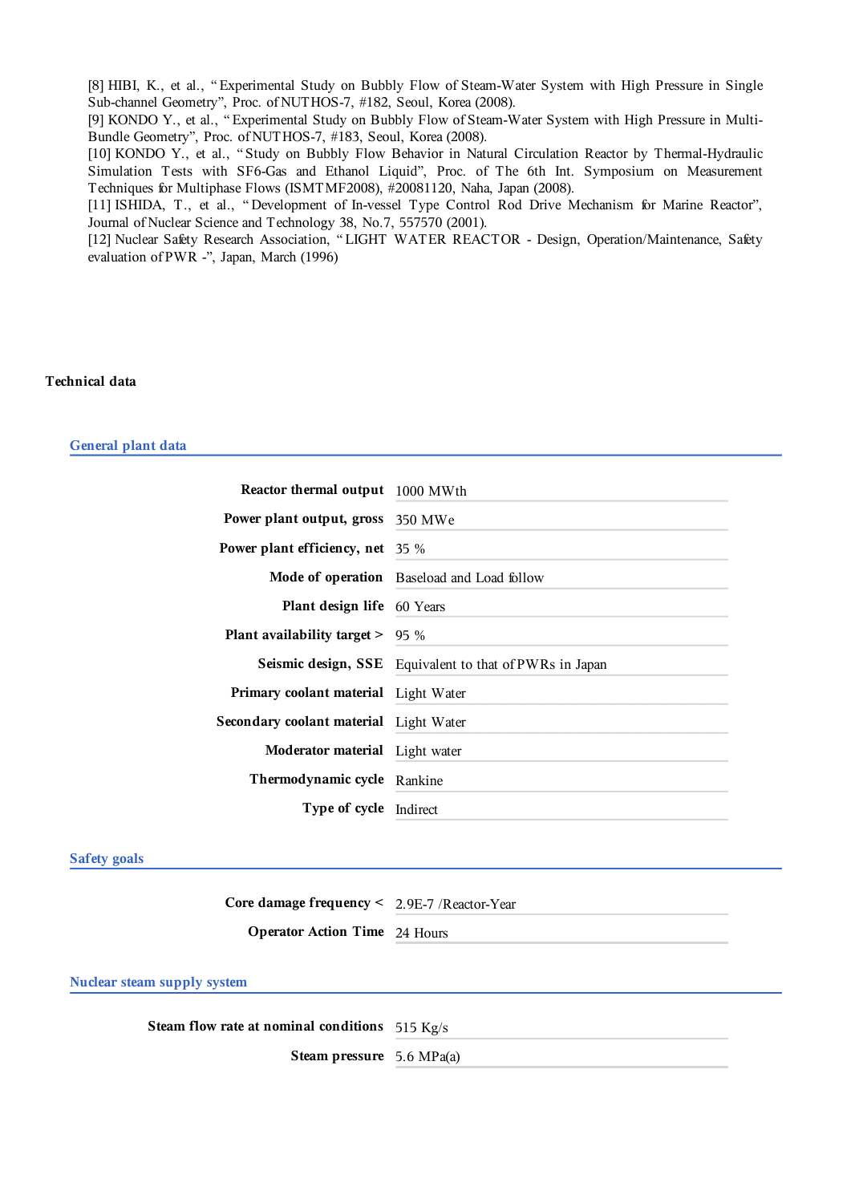[8] HIBI, K., et al., "Experimental Study on Bubbly Flow of Steam-Water System with High Pressure in Single Sub-channel Geometry", Proc. of NUTHOS-7, #182, Seoul, Korea (2008).
[9] KONDO Y., et al., "Experimental Study on Bubbly Flow of Steam-Water System with High Pressure in Multi-Bundle Geometry", Proc. of NUTHOS-7, #183, Seoul, Korea (2008).
[10] KONDO Y., et al., "Study on Bubbly Flow Behavior in Natural Circulation Reactor by Thermal-Hydraulic Simulation Tests with SF6-Gas and Ethanol Liquid", Proc. of The 6th Int. Symposium on Measurement Techniques for Multiphase Flows (ISMTMF2008), #20081120, Naha, Japan (2008).
[11] ISHIDA, T., et al., "Development of In-vessel Type Control Rod Drive Mechanism for Marine Reactor", Journal of Nuclear Science and Technology 38, No.7, 557570 (2001).
[12] Nuclear Safety Research Association, "LIGHT WATER REACTOR - Design, Operation/Maintenance, Safety evaluation of PWR -", Japan, March (1996)

## Technical data

### General plant data

| | |
|---|---|
| **Reactor thermal output** | 1000 MWth |
| **Power plant output, gross** | 350 MWe |
| **Power plant efficiency, net** | 35 % |
| **Mode of operation** | Baseload and Load follow |
| **Plant design life** | 60 Years |
| **Plant availability target >** | 95 % |
| **Seismic design, SSE** | Equivalent to that of PWRs in Japan |
| **Primary coolant material** | Light Water |
| **Secondary coolant material** | Light Water |
| **Moderator material** | Light water |
| **Thermodynamic cycle** | Rankine |
| **Type of cycle** | Indirect |

### Safety goals

| | |
|---|---|
| **Core damage frequency <** | 2.9E-7 /Reactor-Year |
| **Operator Action Time** | 24 Hours |

### Nuclear steam supply system

| | |
|---|---|
| **Steam flow rate at nominal conditions** | 515 Kg/s |
| **Steam pressure** | 5.6 MPa(a) |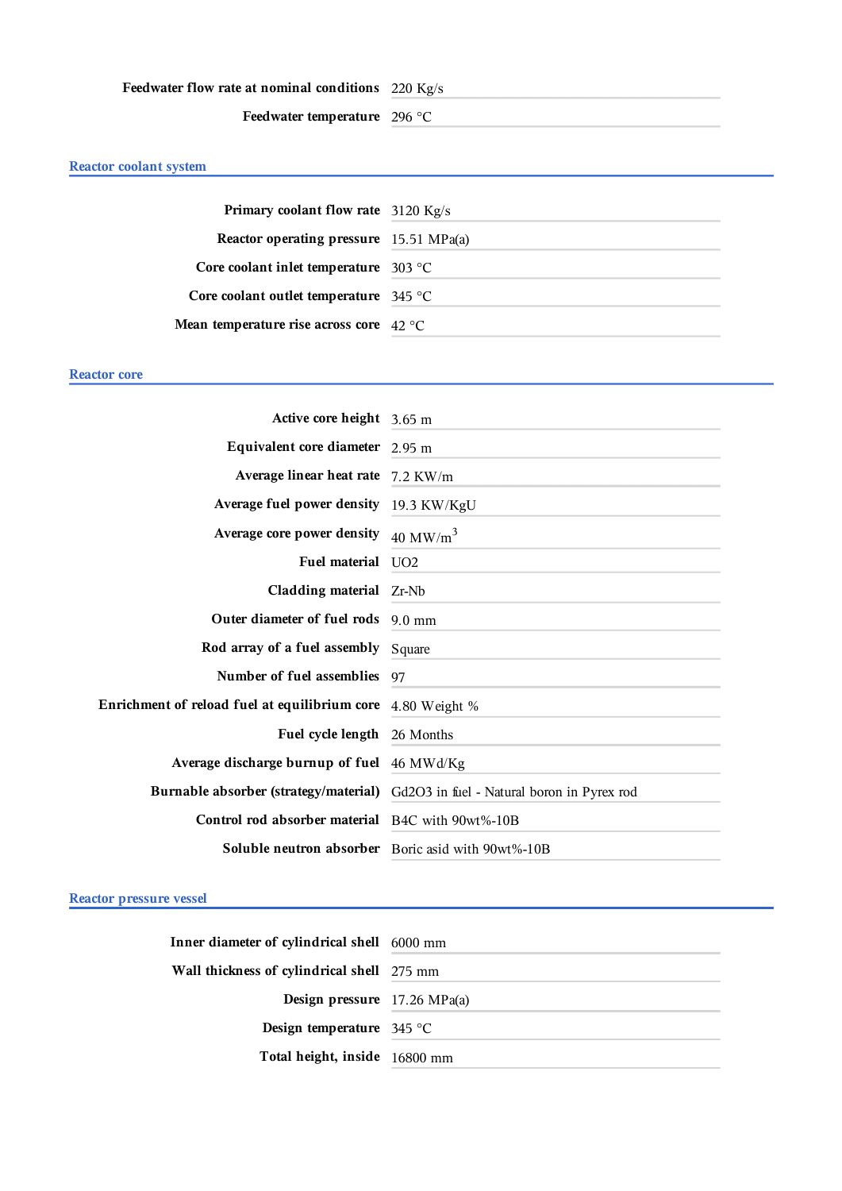| | |
|---|---|
| **Feedwater flow rate at nominal conditions** | 220 Kg/s |
| **Feedwater temperature** | 296 °C |

## Reactor coolant system

| | |
|---|---|
| **Primary coolant flow rate** | 3120 Kg/s |
| **Reactor operating pressure** | 15.51 MPa(a) |
| **Core coolant inlet temperature** | 303 °C |
| **Core coolant outlet temperature** | 345 °C |
| **Mean temperature rise across core** | 42 °C |

## Reactor core

| | |
|---|---|
| **Active core height** | 3.65 m |
| **Equivalent core diameter** | 2.95 m |
| **Average linear heat rate** | 7.2 KW/m |
| **Average fuel power density** | 19.3 KW/KgU |
| **Average core power density** | 40 $MW/m^3$ |
| **Fuel material** | UO2 |
| **Cladding material** | Zr-Nb |
| **Outer diameter of fuel rods** | 9.0 mm |
| **Rod array of a fuel assembly** | Square |
| **Number of fuel assemblies** | 97 |
| **Enrichment of reload fuel at equilibrium core** | 4.80 Weight % |
| **Fuel cycle length** | 26 Months |
| **Average discharge burnup of fuel** | 46 MWd/Kg |
| **Burnable absorber (strategy/material)** | Gd2O3 in fuel - Natural boron in Pyrex rod |
| **Control rod absorber material** | B4C with 90wt%-10B |
| **Soluble neutron absorber** | Boric asid with 90wt%-10B |

## Reactor pressure vessel

| | |
|---|---|
| **Inner diameter of cylindrical shell** | 6000 mm |
| **Wall thickness of cylindrical shell** | 275 mm |
| **Design pressure** | 17.26 MPa(a) |
| **Design temperature** | 345 °C |
| **Total height, inside** | 16800 mm |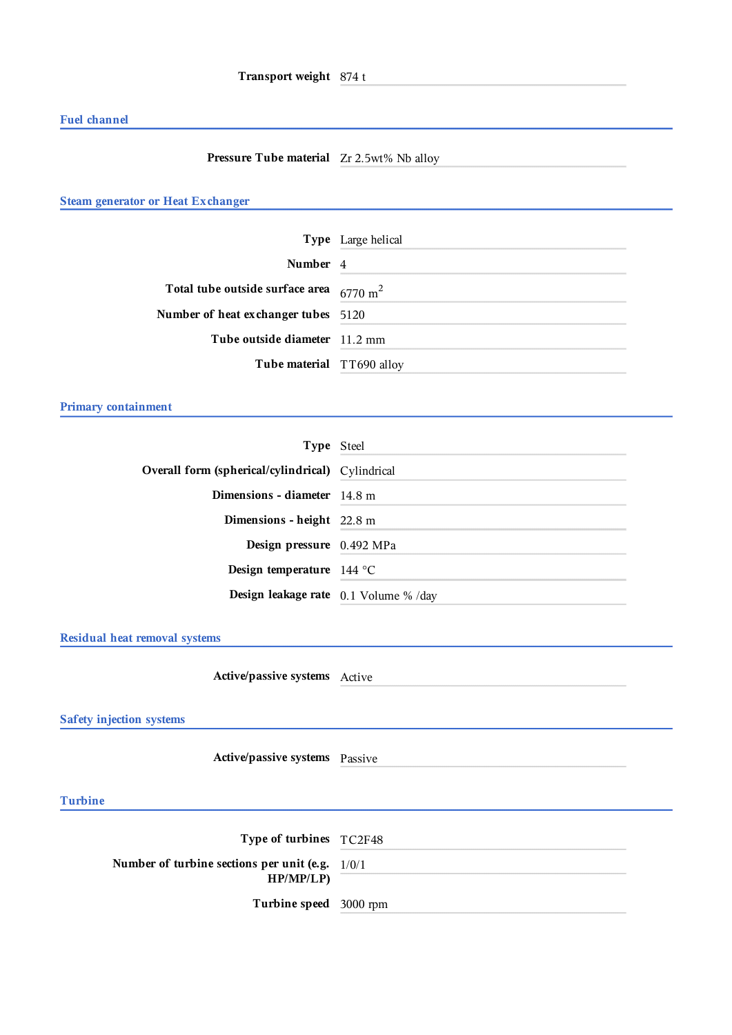| | |
|---|---|
| **Transport weight** | 874 t |

## Fuel channel

| | |
|---|---|
| **Pressure Tube material** | Zr 2.5wt% Nb alloy |

## Steam generator or Heat Exchanger

| | |
|---|---|
| **Type** | Large helical |
| **Number** | 4 |
| **Total tube outside surface area** | 6770 $m^2$ |
| **Number of heat exchanger tubes** | 5120 |
| **Tube outside diameter** | 11.2 mm |
| **Tube material** | TT690 alloy |

## Primary containment

| | |
|---|---|
| **Type** | Steel |
| **Overall form (spherical/cylindrical)** | Cylindrical |
| **Dimensions - diameter** | 14.8 m |
| **Dimensions - height** | 22.8 m |
| **Design pressure** | 0.492 MPa |
| **Design temperature** | 144 °C |
| **Design leakage rate** | 0.1 Volume % /day |

## Residual heat removal systems

| | |
|---|---|
| **Active/passive systems** | Active |

## Safety injection systems

| | |
|---|---|
| **Active/passive systems** | Passive |

## Turbine

| | |
|---|---|
| **Type of turbines** | TC2F48 |
| **Number of turbine sections per unit (e.g. HP/MP/LP)** | 1/0/1 |
| **Turbine speed** | 3000 rpm |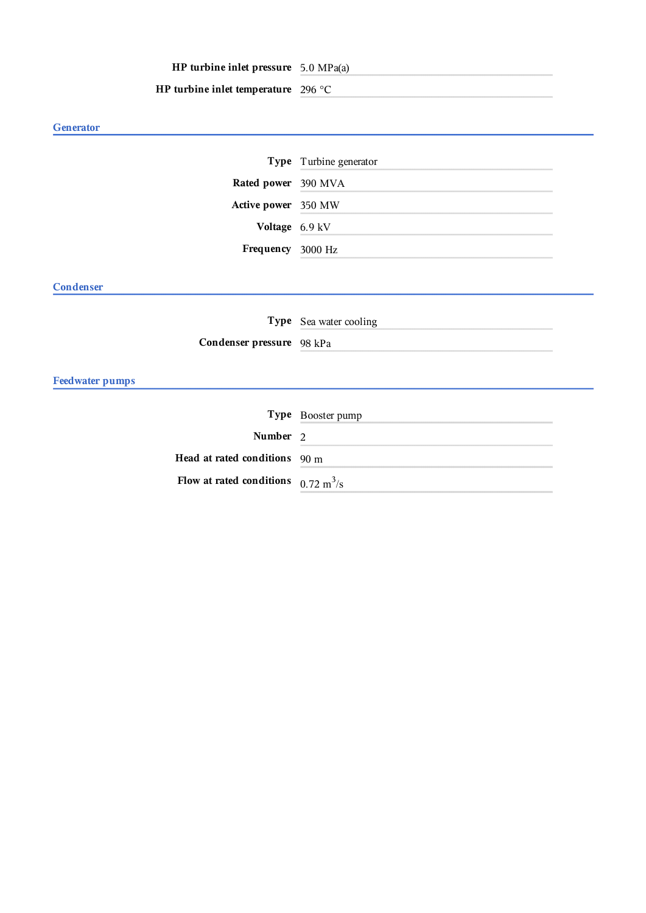| | |
|---|---|
| **HP turbine inlet pressure** | 5.0 MPa(a) |
| **HP turbine inlet temperature** | 296 °C |

## Generator

| | |
|---|---|
| **Type** | Turbine generator |
| **Rated power** | 390 MVA |
| **Active power** | 350 MW |
| **Voltage** | 6.9 kV |
| **Frequency** | 3000 Hz |

## Condenser

| | |
|---|---|
| **Type** | Sea water cooling |
| **Condenser pressure** | 98 kPa |

## Feedwater pumps

| | |
|---|---|
| **Type** | Booster pump |
| **Number** | 2 |
| **Head at rated conditions** | 90 m |
| **Flow at rated conditions** | 0.72 $m^3/s$ |